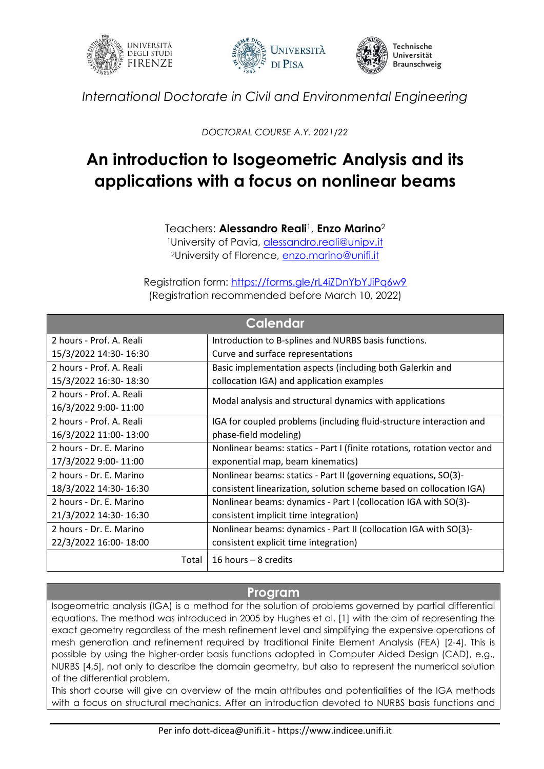UNIVERSITÀ DEGLI STUDI FIRENZE — UNIVERSITÀ DI PISA — Technische Universität Braunschweig

*International Doctorate in Civil and Environmental Engineering*

*DOCTORAL COURSE A.Y. 2021/22*

# An introduction to Isogeometric Analysis and its applications with a focus on nonlinear beams

Teachers: **Alessandro Reali**[1], **Enzo Marino**[2]

[1]University of Pavia, alessandro.reali@unipv.it

[2]University of Florence, enzo.marino@unifi.it

Registration form: https://forms.gle/rL4iZDnYbYJiPq6w9

(Registration recommended before March 10, 2022)

| Calendar | |
|---|---|
| 2 hours - Prof. A. Reali<br>15/3/2022 14:30- 16:30 | Introduction to B-splines and NURBS basis functions.<br>Curve and surface representations |
| 2 hours - Prof. A. Reali<br>15/3/2022 16:30- 18:30 | Basic implementation aspects (including both Galerkin and collocation IGA) and application examples |
| 2 hours - Prof. A. Reali<br>16/3/2022 9:00- 11:00 | Modal analysis and structural dynamics with applications |
| 2 hours - Prof. A. Reali<br>16/3/2022 11:00- 13:00 | IGA for coupled problems (including fluid-structure interaction and phase-field modeling) |
| 2 hours - Dr. E. Marino<br>17/3/2022 9:00- 11:00 | Nonlinear beams: statics - Part I (finite rotations, rotation vector and exponential map, beam kinematics) |
| 2 hours - Dr. E. Marino<br>18/3/2022 14:30- 16:30 | Nonlinear beams: statics - Part II (governing equations, SO(3)-consistent linearization, solution scheme based on collocation IGA) |
| 2 hours - Dr. E. Marino<br>21/3/2022 14:30- 16:30 | Nonlinear beams: dynamics - Part I (collocation IGA with SO(3)-consistent implicit time integration) |
| 2 hours - Dr. E. Marino<br>22/3/2022 16:00- 18:00 | Nonlinear beams: dynamics - Part II (collocation IGA with SO(3)-consistent explicit time integration) |
| Total | 16 hours – 8 credits |

## Program

Isogeometric analysis (IGA) is a method for the solution of problems governed by partial differential equations. The method was introduced in 2005 by Hughes et al. [1] with the aim of representing the exact geometry regardless of the mesh refinement level and simplifying the expensive operations of mesh generation and refinement required by traditional Finite Element Analysis (FEA) [2-4]. This is possible by using the higher-order basis functions adopted in Computer Aided Design (CAD), e.g., NURBS [4,5], not only to describe the domain geometry, but also to represent the numerical solution of the differential problem.

This short course will give an overview of the main attributes and potentialities of the IGA methods with a focus on structural mechanics. After an introduction devoted to NURBS basis functions and

Per info dott-dicea@unifi.it - https://www.indicee.unifi.it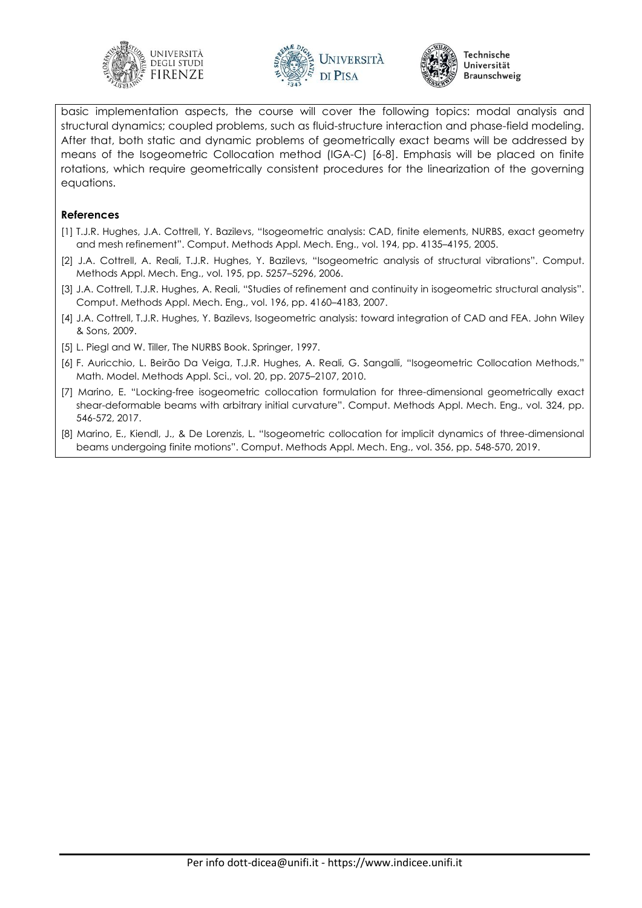basic implementation aspects, the course will cover the following topics: modal analysis and structural dynamics; coupled problems, such as fluid-structure interaction and phase-field modeling. After that, both static and dynamic problems of geometrically exact beams will be addressed by means of the Isogeometric Collocation method (IGA-C) [6-8]. Emphasis will be placed on finite rotations, which require geometrically consistent procedures for the linearization of the governing equations.

**References**

[1] T.J.R. Hughes, J.A. Cottrell, Y. Bazilevs, "Isogeometric analysis: CAD, finite elements, NURBS, exact geometry and mesh refinement". Comput. Methods Appl. Mech. Eng., vol. 194, pp. 4135–4195, 2005.

[2] J.A. Cottrell, A. Reali, T.J.R. Hughes, Y. Bazilevs, "Isogeometric analysis of structural vibrations". Comput. Methods Appl. Mech. Eng., vol. 195, pp. 5257–5296, 2006.

[3] J.A. Cottrell, T.J.R. Hughes, A. Reali, "Studies of refinement and continuity in isogeometric structural analysis". Comput. Methods Appl. Mech. Eng., vol. 196, pp. 4160–4183, 2007.

[4] J.A. Cottrell, T.J.R. Hughes, Y. Bazilevs, Isogeometric analysis: toward integration of CAD and FEA. John Wiley & Sons, 2009.

[5] L. Piegl and W. Tiller, The NURBS Book. Springer, 1997.

[6] F. Auricchio, L. Beirão Da Veiga, T.J.R. Hughes, A. Reali, G. Sangalli, "Isogeometric Collocation Methods," Math. Model. Methods Appl. Sci., vol. 20, pp. 2075–2107, 2010.

[7] Marino, E. "Locking-free isogeometric collocation formulation for three-dimensional geometrically exact shear-deformable beams with arbitrary initial curvature". Comput. Methods Appl. Mech. Eng., vol. 324, pp. 546-572, 2017.

[8] Marino, E., Kiendl, J., & De Lorenzis, L. "Isogeometric collocation for implicit dynamics of three-dimensional beams undergoing finite motions". Comput. Methods Appl. Mech. Eng., vol. 356, pp. 548-570, 2019.

Per info dott-dicea@unifi.it - https://www.indicee.unifi.it